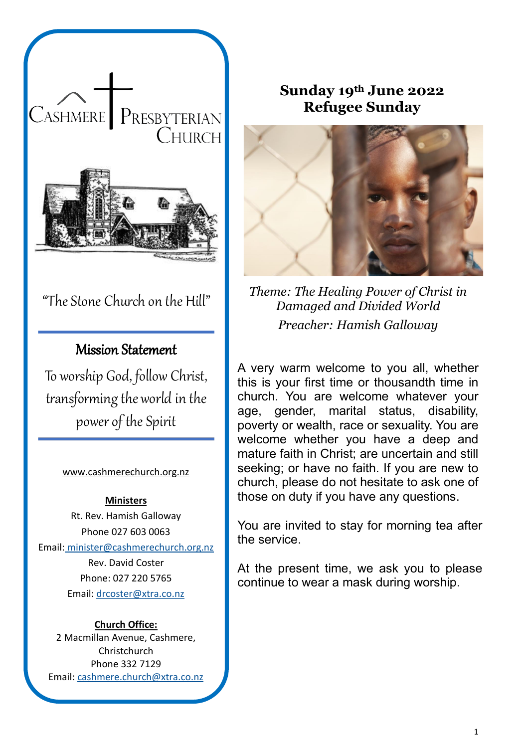# Cashmere Presbyterian Church

"The Stone Church on the Hill"

## Mission Statement

To worship God, follow Christ, transforming the world in the power of the Spirit

www.cashmerechurch.org.nz

**Ministers**

Rt. Rev. Hamish Galloway
Phone 027 603 0063
Email: minister@cashmerechurch.org.nz

Rev. David Coster
Phone: 027 220 5765
Email: drcoster@xtra.co.nz

**Church Office:**

2 Macmillan Avenue, Cashmere, Christchurch
Phone 332 7129
Email: cashmere.church@xtra.co.nz

## Sunday 19th June 2022
## Refugee Sunday

*Theme: The Healing Power of Christ in Damaged and Divided World*

*Preacher: Hamish Galloway*

A very warm welcome to you all, whether this is your first time or thousandth time in church. You are welcome whatever your age, gender, marital status, disability, poverty or wealth, race or sexuality. You are welcome whether you have a deep and mature faith in Christ; are uncertain and still seeking; or have no faith. If you are new to church, please do not hesitate to ask one of those on duty if you have any questions.

You are invited to stay for morning tea after the service.

At the present time, we ask you to please continue to wear a mask during worship.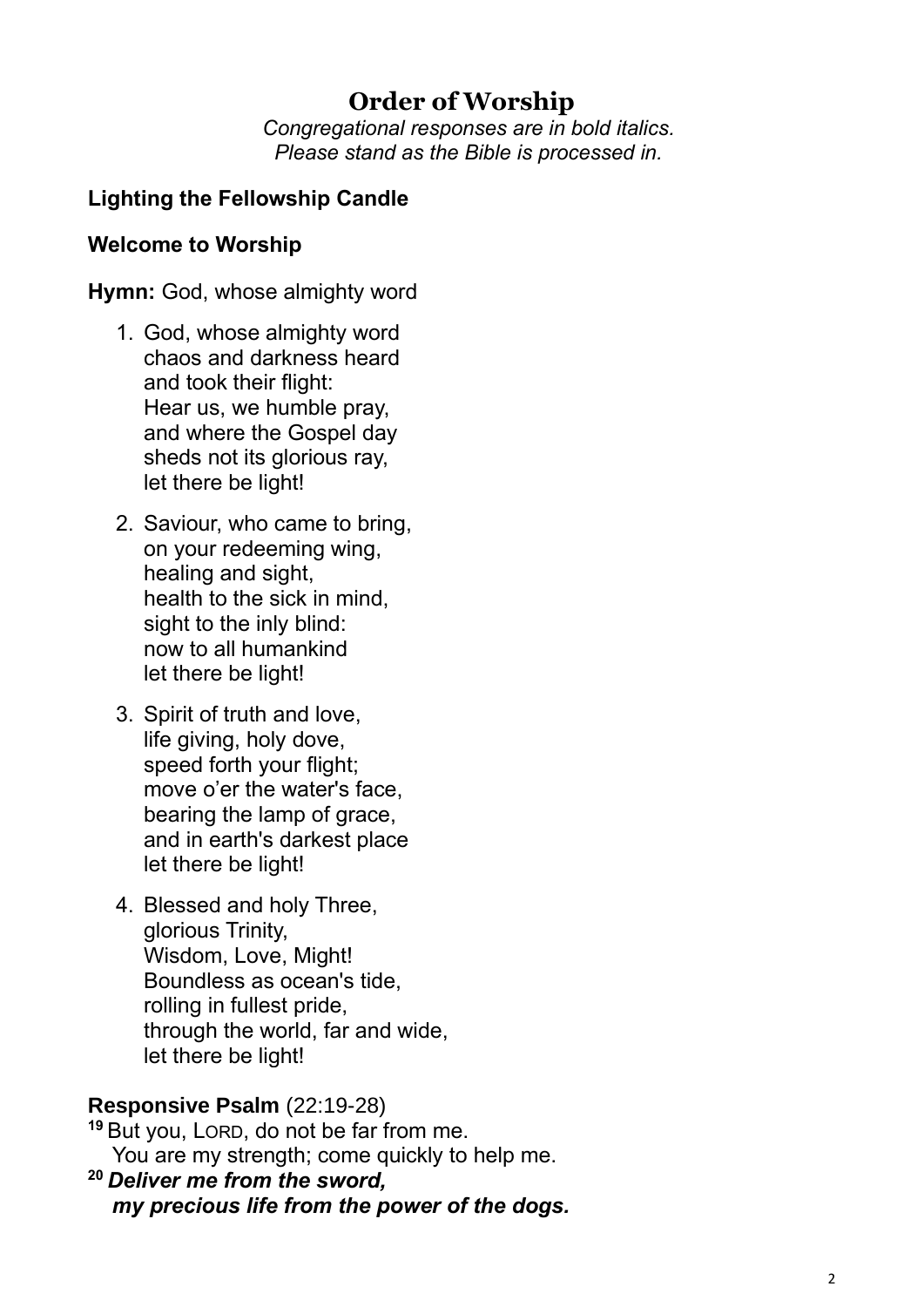# Order of Worship

*Congregational responses are in bold italics.*
*Please stand as the Bible is processed in.*

**Lighting the Fellowship Candle**

**Welcome to Worship**

**Hymn:** God, whose almighty word

1. God, whose almighty word
   chaos and darkness heard
   and took their flight:
   Hear us, we humble pray,
   and where the Gospel day
   sheds not its glorious ray,
   let there be light!

2. Saviour, who came to bring,
   on your redeeming wing,
   healing and sight,
   health to the sick in mind,
   sight to the inly blind:
   now to all humankind
   let there be light!

3. Spirit of truth and love,
   life giving, holy dove,
   speed forth your flight;
   move o'er the water's face,
   bearing the lamp of grace,
   and in earth's darkest place
   let there be light!

4. Blessed and holy Three,
   glorious Trinity,
   Wisdom, Love, Might!
   Boundless as ocean's tide,
   rolling in fullest pride,
   through the world, far and wide,
   let there be light!

**Responsive Psalm** (22:19-28)

[19] But you, LORD, do not be far from me.
You are my strength; come quickly to help me.

[20] ***Deliver me from the sword,***
***my precious life from the power of the dogs.***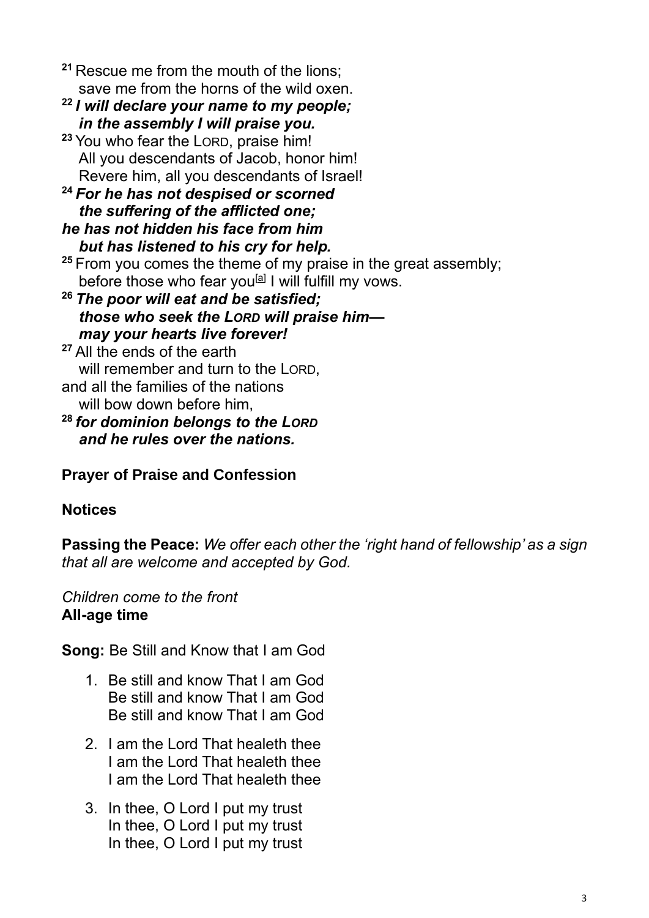[21] Rescue me from the mouth of the lions;
save me from the horns of the wild oxen.

***[22] I will declare your name to my people;***
***in the assembly I will praise you.***

[23] You who fear the LORD, praise him!
All you descendants of Jacob, honor him!
Revere him, all you descendants of Israel!

***[24] For he has not despised or scorned***
***the suffering of the afflicted one;***
***he has not hidden his face from him***
***but has listened to his cry for help.***

[25] From you comes the theme of my praise in the great assembly;
before those who fear you[a] I will fulfill my vows.

***[26] The poor will eat and be satisfied;***
***those who seek the LORD will praise him—***
***may your hearts live forever!***

[27] All the ends of the earth
will remember and turn to the LORD,
and all the families of the nations
will bow down before him,

***[28] for dominion belongs to the LORD***
***and he rules over the nations.***

**Prayer of Praise and Confession**

**Notices**

**Passing the Peace:** *We offer each other the 'right hand of fellowship' as a sign that all are welcome and accepted by God.*

*Children come to the front*
**All-age time**

**Song:** Be Still and Know that I am God

1. Be still and know That I am God
   Be still and know That I am God
   Be still and know That I am God

2. I am the Lord That healeth thee
   I am the Lord That healeth thee
   I am the Lord That healeth thee

3. In thee, O Lord I put my trust
   In thee, O Lord I put my trust
   In thee, O Lord I put my trust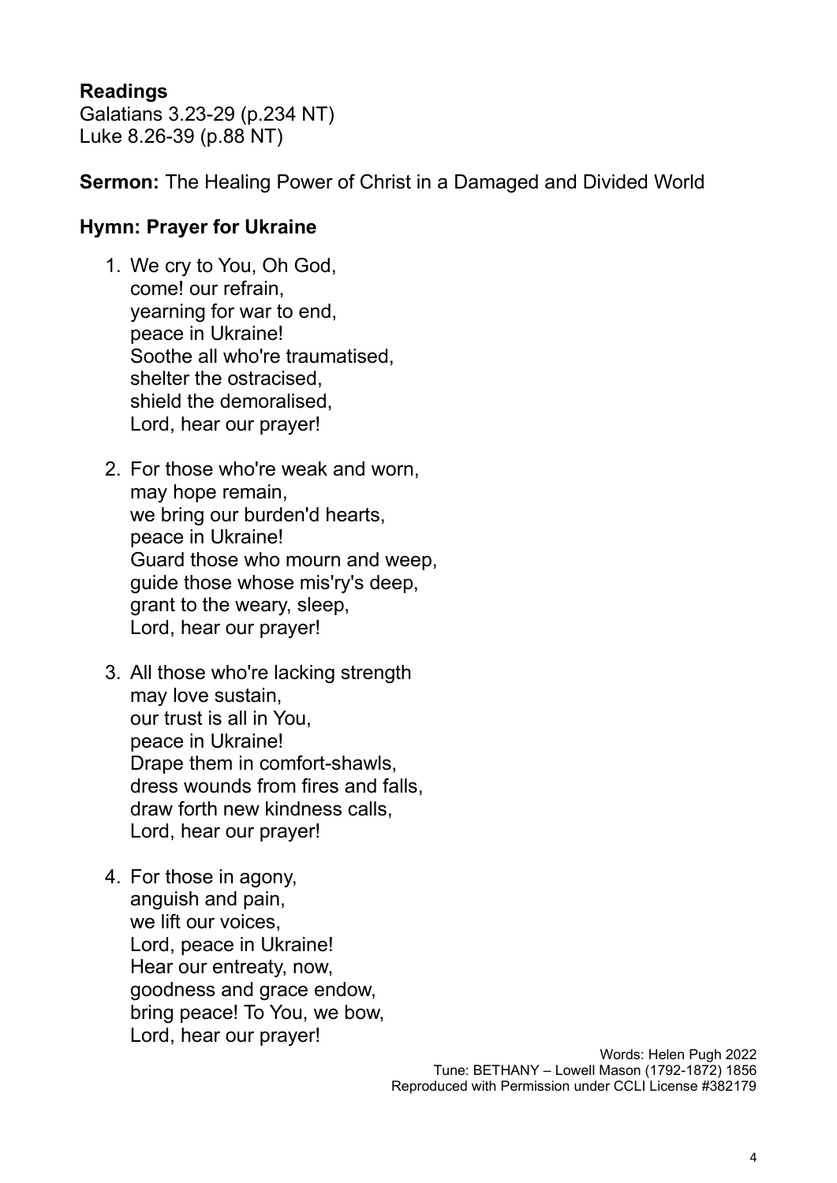**Readings**
Galatians 3.23-29 (p.234 NT)
Luke 8.26-39 (p.88 NT)

**Sermon:** The Healing Power of Christ in a Damaged and Divided World

**Hymn: Prayer for Ukraine**

1. We cry to You, Oh God,
   come! our refrain,
   yearning for war to end,
   peace in Ukraine!
   Soothe all who're traumatised,
   shelter the ostracised,
   shield the demoralised,
   Lord, hear our prayer!

2. For those who're weak and worn,
   may hope remain,
   we bring our burden'd hearts,
   peace in Ukraine!
   Guard those who mourn and weep,
   guide those whose mis'ry's deep,
   grant to the weary, sleep,
   Lord, hear our prayer!

3. All those who're lacking strength
   may love sustain,
   our trust is all in You,
   peace in Ukraine!
   Drape them in comfort-shawls,
   dress wounds from fires and falls,
   draw forth new kindness calls,
   Lord, hear our prayer!

4. For those in agony,
   anguish and pain,
   we lift our voices,
   Lord, peace in Ukraine!
   Hear our entreaty, now,
   goodness and grace endow,
   bring peace! To You, we bow,
   Lord, hear our prayer!

Words: Helen Pugh 2022
Tune: BETHANY – Lowell Mason (1792-1872) 1856
Reproduced with Permission under CCLI License #382179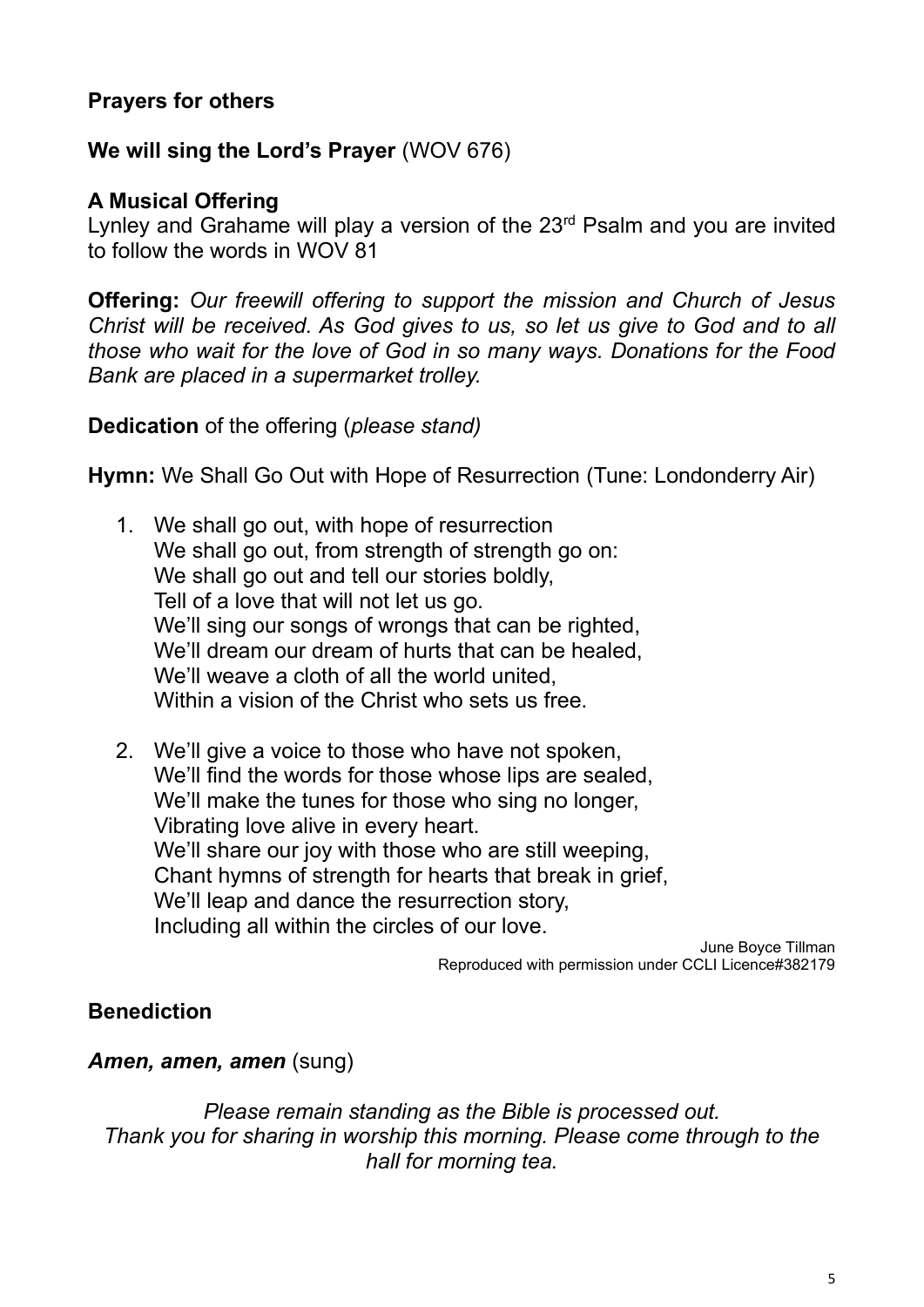**Prayers for others**

**We will sing the Lord's Prayer** (WOV 676)

**A Musical Offering**
Lynley and Grahame will play a version of the 23rd Psalm and you are invited to follow the words in WOV 81

**Offering:** *Our freewill offering to support the mission and Church of Jesus Christ will be received. As God gives to us, so let us give to God and to all those who wait for the love of God in so many ways. Donations for the Food Bank are placed in a supermarket trolley.*

**Dedication** of the offering (*please stand)*

**Hymn:** We Shall Go Out with Hope of Resurrection (Tune: Londonderry Air)

1. We shall go out, with hope of resurrection
   We shall go out, from strength of strength go on:
   We shall go out and tell our stories boldly,
   Tell of a love that will not let us go.
   We'll sing our songs of wrongs that can be righted,
   We'll dream our dream of hurts that can be healed,
   We'll weave a cloth of all the world united,
   Within a vision of the Christ who sets us free.

2. We'll give a voice to those who have not spoken,
   We'll find the words for those whose lips are sealed,
   We'll make the tunes for those who sing no longer,
   Vibrating love alive in every heart.
   We'll share our joy with those who are still weeping,
   Chant hymns of strength for hearts that break in grief,
   We'll leap and dance the resurrection story,
   Including all within the circles of our love.

June Boyce Tillman
Reproduced with permission under CCLI Licence#382179

**Benediction**

***Amen, amen, amen*** (sung)

*Please remain standing as the Bible is processed out.*
*Thank you for sharing in worship this morning. Please come through to the hall for morning tea.*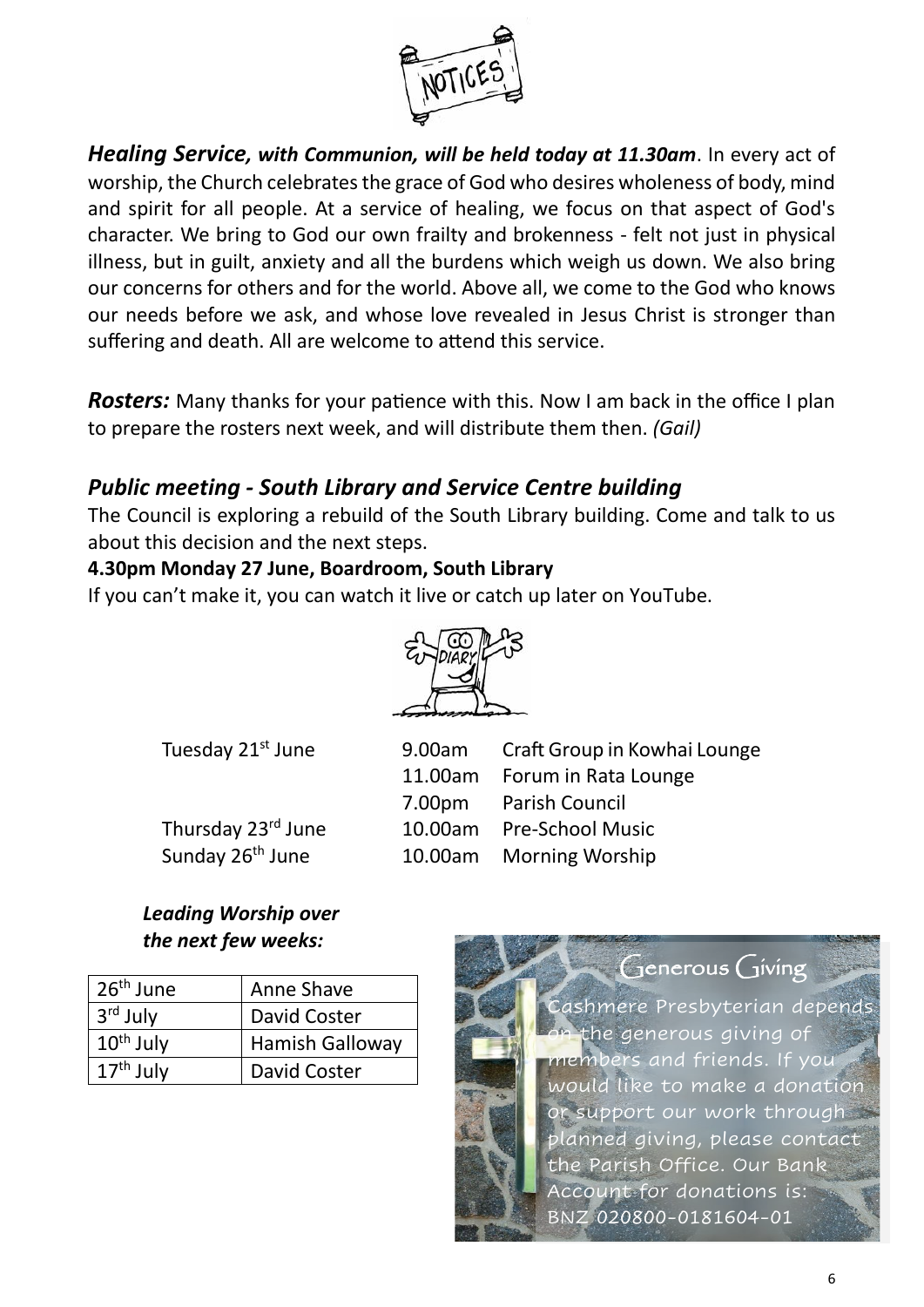*Healing Service, with Communion, will be held today at 11.30am*. In every act of worship, the Church celebrates the grace of God who desires wholeness of body, mind and spirit for all people. At a service of healing, we focus on that aspect of God's character. We bring to God our own frailty and brokenness - felt not just in physical illness, but in guilt, anxiety and all the burdens which weigh us down. We also bring our concerns for others and for the world. Above all, we come to the God who knows our needs before we ask, and whose love revealed in Jesus Christ is stronger than suffering and death. All are welcome to attend this service.

***Rosters:*** Many thanks for your patience with this. Now I am back in the office I plan to prepare the rosters next week, and will distribute them then. *(Gail)*

## *Public meeting - South Library and Service Centre building*

The Council is exploring a rebuild of the South Library building. Come and talk to us about this decision and the next steps.

**4.30pm Monday 27 June, Boardroom, South Library**

If you can't make it, you can watch it live or catch up later on YouTube.

| | | |
|---|---|---|
| Tuesday 21st June | 9.00am | Craft Group in Kowhai Lounge |
| | 11.00am | Forum in Rata Lounge |
| | 7.00pm | Parish Council |
| Thursday 23rd June | 10.00am | Pre-School Music |
| Sunday 26th June | 10.00am | Morning Worship |

***Leading Worship over the next few weeks:***

| | |
|---|---|
| 26th June | Anne Shave |
| 3rd July | David Coster |
| 10th July | Hamish Galloway |
| 17th July | David Coster |

**Generous Giving**

Cashmere Presbyterian depends on the generous giving of members and friends. If you would like to make a donation or support our work through planned giving, please contact the Parish Office. Our Bank Account for donations is: BNZ 020800-0181604-01